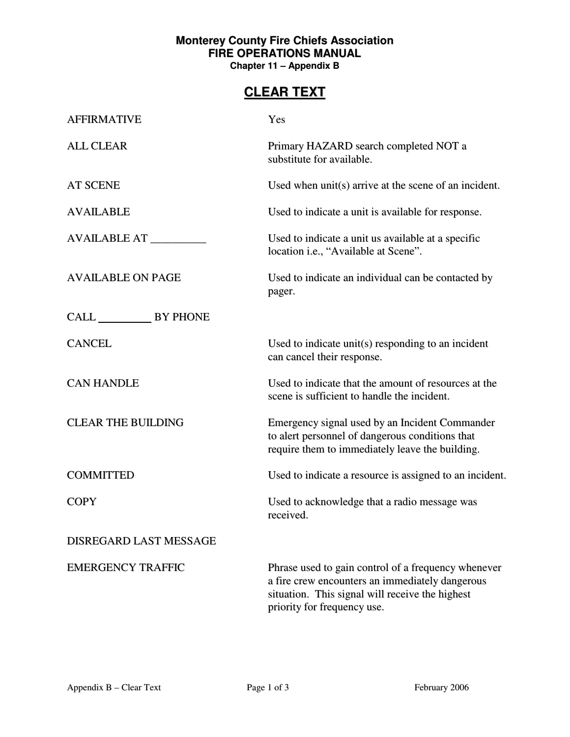**Monterey County Fire Chiefs Association**
**FIRE OPERATIONS MANUAL**
**Chapter 11 – Appendix B**

# CLEAR TEXT

| Term | Meaning |
| --- | --- |
| AFFIRMATIVE | Yes |
| ALL CLEAR | Primary HAZARD search completed NOT a substitute for available. |
| AT SCENE | Used when unit(s) arrive at the scene of an incident. |
| AVAILABLE | Used to indicate a unit is available for response. |
| AVAILABLE AT __________ | Used to indicate a unit us available at a specific location i.e., "Available at Scene". |
| AVAILABLE ON PAGE | Used to indicate an individual can be contacted by pager. |
| CALL __________ BY PHONE | |
| CANCEL | Used to indicate unit(s) responding to an incident can cancel their response. |
| CAN HANDLE | Used to indicate that the amount of resources at the scene is sufficient to handle the incident. |
| CLEAR THE BUILDING | Emergency signal used by an Incident Commander to alert personnel of dangerous conditions that require them to immediately leave the building. |
| COMMITTED | Used to indicate a resource is assigned to an incident. |
| COPY | Used to acknowledge that a radio message was received. |
| DISREGARD LAST MESSAGE | |
| EMERGENCY TRAFFIC | Phrase used to gain control of a frequency whenever a fire crew encounters an immediately dangerous situation. This signal will receive the highest priority for frequency use. |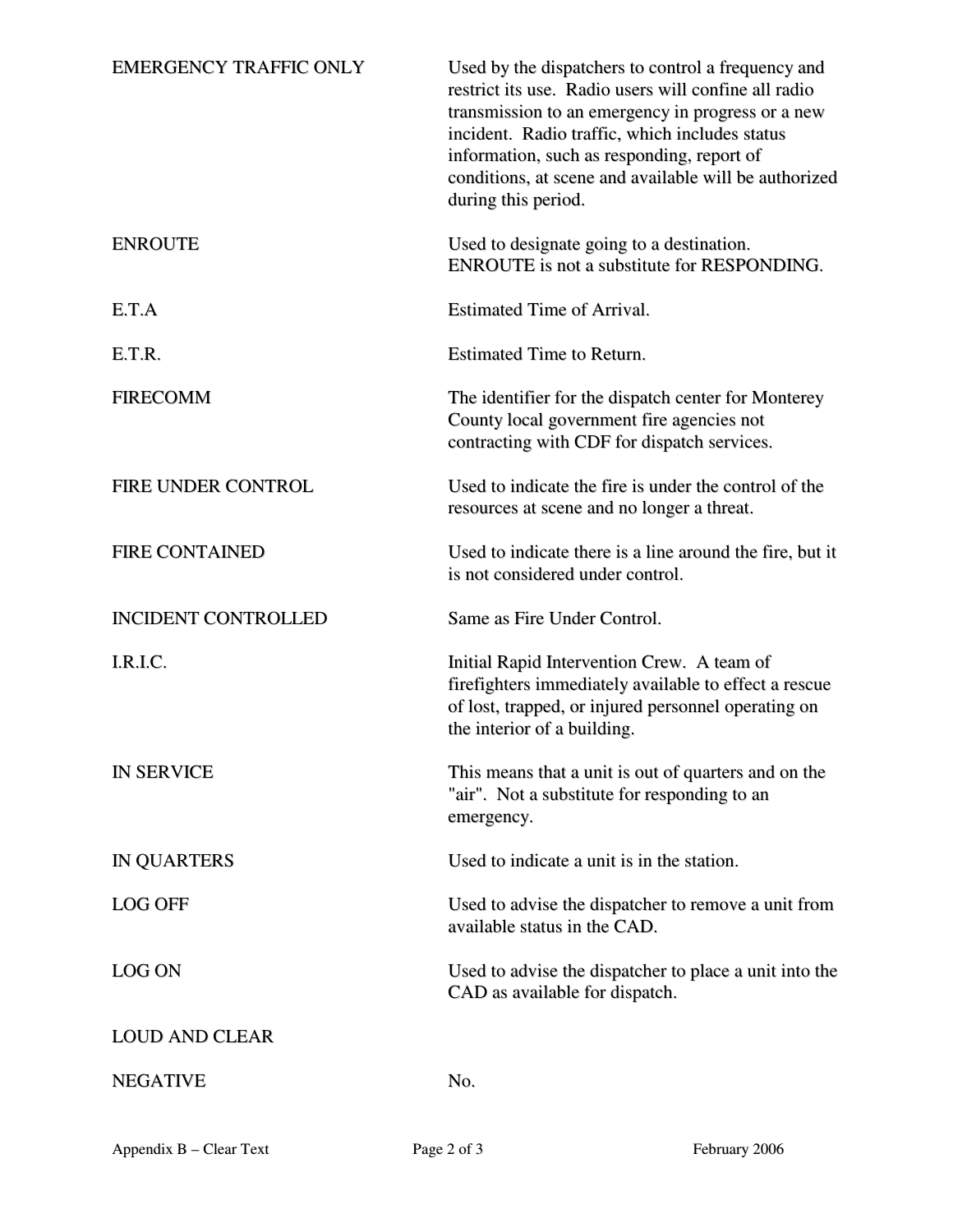| | |
|---|---|
| EMERGENCY TRAFFIC ONLY | Used by the dispatchers to control a frequency and restrict its use. Radio users will confine all radio transmission to an emergency in progress or a new incident. Radio traffic, which includes status information, such as responding, report of conditions, at scene and available will be authorized during this period. |
| ENROUTE | Used to designate going to a destination. ENROUTE is not a substitute for RESPONDING. |
| E.T.A | Estimated Time of Arrival. |
| E.T.R. | Estimated Time to Return. |
| FIRECOMM | The identifier for the dispatch center for Monterey County local government fire agencies not contracting with CDF for dispatch services. |
| FIRE UNDER CONTROL | Used to indicate the fire is under the control of the resources at scene and no longer a threat. |
| FIRE CONTAINED | Used to indicate there is a line around the fire, but it is not considered under control. |
| INCIDENT CONTROLLED | Same as Fire Under Control. |
| I.R.I.C. | Initial Rapid Intervention Crew. A team of firefighters immediately available to effect a rescue of lost, trapped, or injured personnel operating on the interior of a building. |
| IN SERVICE | This means that a unit is out of quarters and on the "air". Not a substitute for responding to an emergency. |
| IN QUARTERS | Used to indicate a unit is in the station. |
| LOG OFF | Used to advise the dispatcher to remove a unit from available status in the CAD. |
| LOG ON | Used to advise the dispatcher to place a unit into the CAD as available for dispatch. |
| LOUD AND CLEAR | |
| NEGATIVE | No. |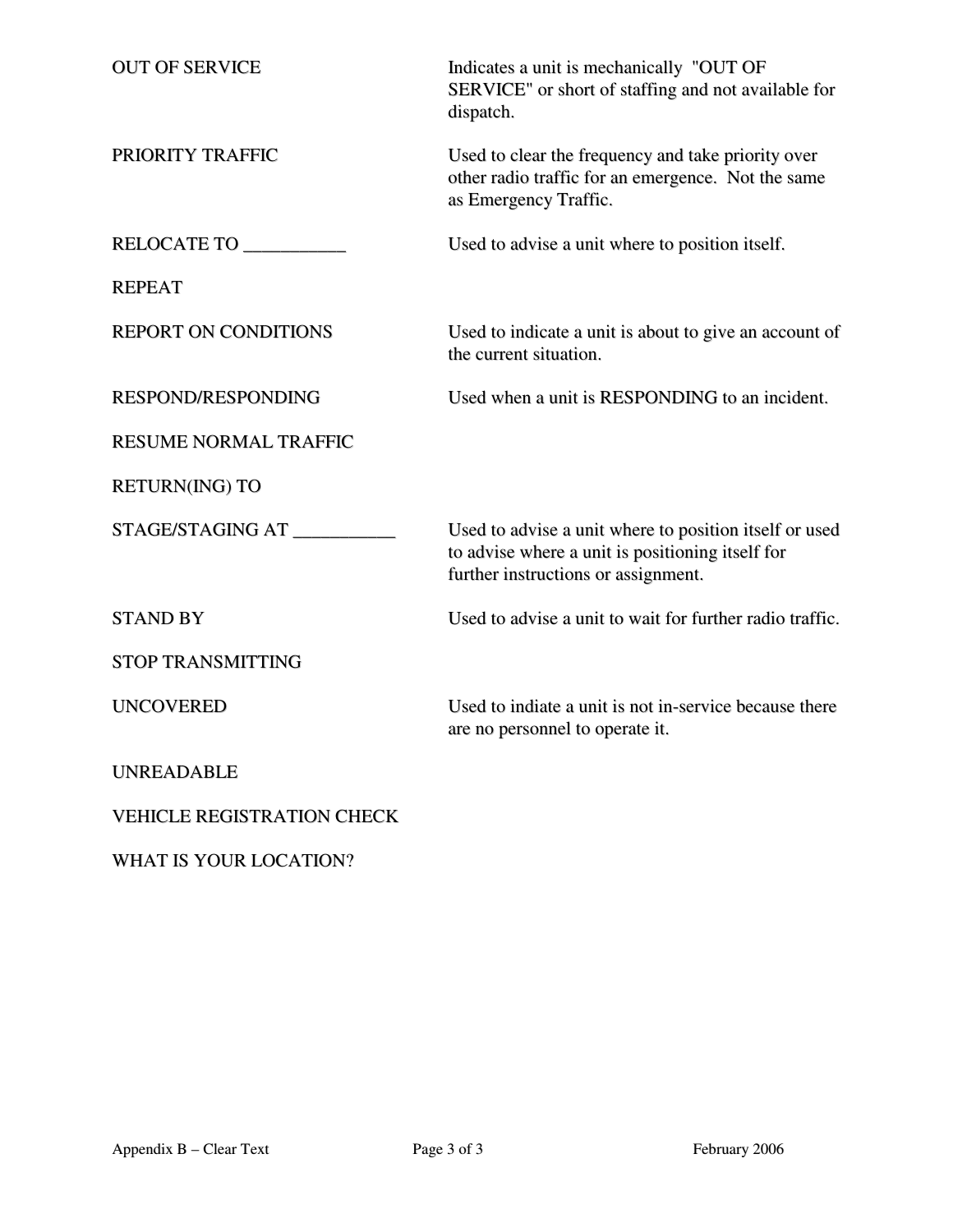| | |
|---|---|
| OUT OF SERVICE | Indicates a unit is mechanically "OUT OF SERVICE" or short of staffing and not available for dispatch. |
| PRIORITY TRAFFIC | Used to clear the frequency and take priority over other radio traffic for an emergence. Not the same as Emergency Traffic. |
| RELOCATE TO ___________ | Used to advise a unit where to position itself. |
| REPEAT | |
| REPORT ON CONDITIONS | Used to indicate a unit is about to give an account of the current situation. |
| RESPOND/RESPONDING | Used when a unit is RESPONDING to an incident. |
| RESUME NORMAL TRAFFIC | |
| RETURN(ING) TO | |
| STAGE/STAGING AT ___________ | Used to advise a unit where to position itself or used to advise where a unit is positioning itself for further instructions or assignment. |
| STAND BY | Used to advise a unit to wait for further radio traffic. |
| STOP TRANSMITTING | |
| UNCOVERED | Used to indiate a unit is not in-service because there are no personnel to operate it. |
| UNREADABLE | |
| VEHICLE REGISTRATION CHECK | |
| WHAT IS YOUR LOCATION? | |